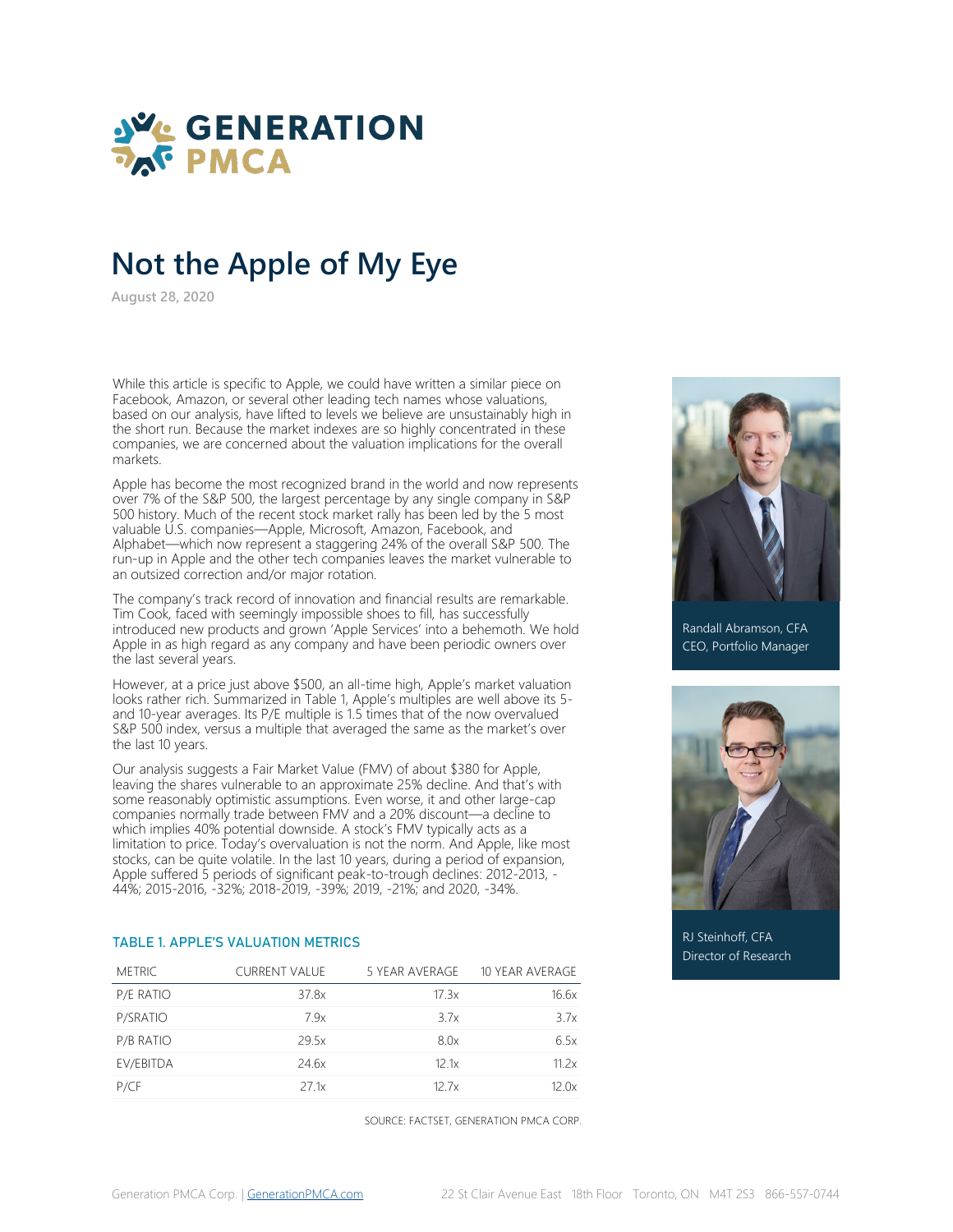# GENERATION PMCA

# Not the Apple of My Eye

August 28, 2020

While this article is specific to Apple, we could have written a similar piece on Facebook, Amazon, or several other leading tech names whose valuations, based on our analysis, have lifted to levels we believe are unsustainably high in the short run. Because the market indexes are so highly concentrated in these companies, we are concerned about the valuation implications for the overall markets.

Apple has become the most recognized brand in the world and now represents over 7% of the S&P 500, the largest percentage by any single company in S&P 500 history. Much of the recent stock market rally has been led by the 5 most valuable U.S. companies—Apple, Microsoft, Amazon, Facebook, and Alphabet—which now represent a staggering 24% of the overall S&P 500. The run-up in Apple and the other tech companies leaves the market vulnerable to an outsized correction and/or major rotation.

The company's track record of innovation and financial results are remarkable. Tim Cook, faced with seemingly impossible shoes to fill, has successfully introduced new products and grown 'Apple Services' into a behemoth. We hold Apple in as high regard as any company and have been periodic owners over the last several years.

However, at a price just above $500, an all-time high, Apple's market valuation looks rather rich. Summarized in Table 1, Apple's multiples are well above its 5- and 10-year averages. Its P/E multiple is 1.5 times that of the now overvalued S&P 500 index, versus a multiple that averaged the same as the market's over the last 10 years.

Our analysis suggests a Fair Market Value (FMV) of about $380 for Apple, leaving the shares vulnerable to an approximate 25% decline. And that's with some reasonably optimistic assumptions. Even worse, it and other large-cap companies normally trade between FMV and a 20% discount—a decline to which implies 40% potential downside. A stock's FMV typically acts as a limitation to price. Today's overvaluation is not the norm. And Apple, like most stocks, can be quite volatile. In the last 10 years, during a period of expansion, Apple suffered 5 periods of significant peak-to-trough declines: 2012-2013, -44%; 2015-2016, -32%; 2018-2019, -39%; 2019, -21%; and 2020, -34%.

Randall Abramson, CFA
CEO, Portfolio Manager

RJ Steinhoff, CFA
Director of Research

### TABLE 1. APPLE'S VALUATION METRICS

| METRIC | CURRENT VALUE | 5 YEAR AVERAGE | 10 YEAR AVERAGE |
|---|---|---|---|
| P/E RATIO | 37.8x | 17.3x | 16.6x |
| P/SRATIO | 7.9x | 3.7x | 3.7x |
| P/B RATIO | 29.5x | 8.0x | 6.5x |
| EV/EBITDA | 24.6x | 12.1x | 11.2x |
| P/CF | 27.1x | 12.7x | 12.0x |

SOURCE: FACTSET, GENERATION PMCA CORP.

Generation PMCA Corp. | GenerationPMCA.com 22 St Clair Avenue East 18th Floor Toronto, ON M4T 2S3 866-557-0744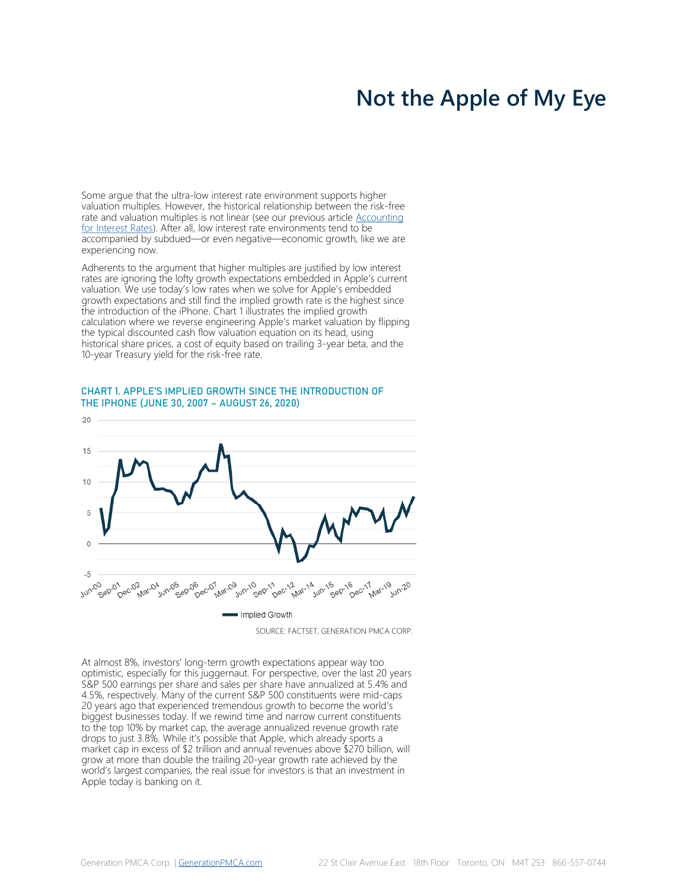# Not the Apple of My Eye

Some argue that the ultra-low interest rate environment supports higher valuation multiples. However, the historical relationship between the risk-free rate and valuation multiples is not linear (see our previous article Accounting for Interest Rates). After all, low interest rate environments tend to be accompanied by subdued—or even negative—economic growth, like we are experiencing now.

Adherents to the argument that higher multiples are justified by low interest rates are ignoring the lofty growth expectations embedded in Apple's current valuation. We use today's low rates when we solve for Apple's embedded growth expectations and still find the implied growth rate is the highest since the introduction of the iPhone. Chart 1 illustrates the implied growth calculation where we reverse engineering Apple's market valuation by flipping the typical discounted cash flow valuation equation on its head, using historical share prices, a cost of equity based on trailing 3-year beta, and the 10-year Treasury yield for the risk-free rate.

CHART 1. APPLE'S IMPLIED GROWTH SINCE THE INTRODUCTION OF THE IPHONE (JUNE 30, 2007 – AUGUST 26, 2020)

SOURCE: FACTSET, GENERATION PMCA CORP.

At almost 8%, investors' long-term growth expectations appear way too optimistic, especially for this juggernaut. For perspective, over the last 20 years S&P 500 earnings per share and sales per share have annualized at 5.4% and 4.5%, respectively. Many of the current S&P 500 constituents were mid-caps 20 years ago that experienced tremendous growth to become the world's biggest businesses today. If we rewind time and narrow current constituents to the top 10% by market cap, the average annualized revenue growth rate drops to just 3.8%. While it's possible that Apple, which already sports a market cap in excess of $2 trillion and annual revenues above $270 billion, will grow at more than double the trailing 20-year growth rate achieved by the world's largest companies, the real issue for investors is that an investment in Apple today is banking on it.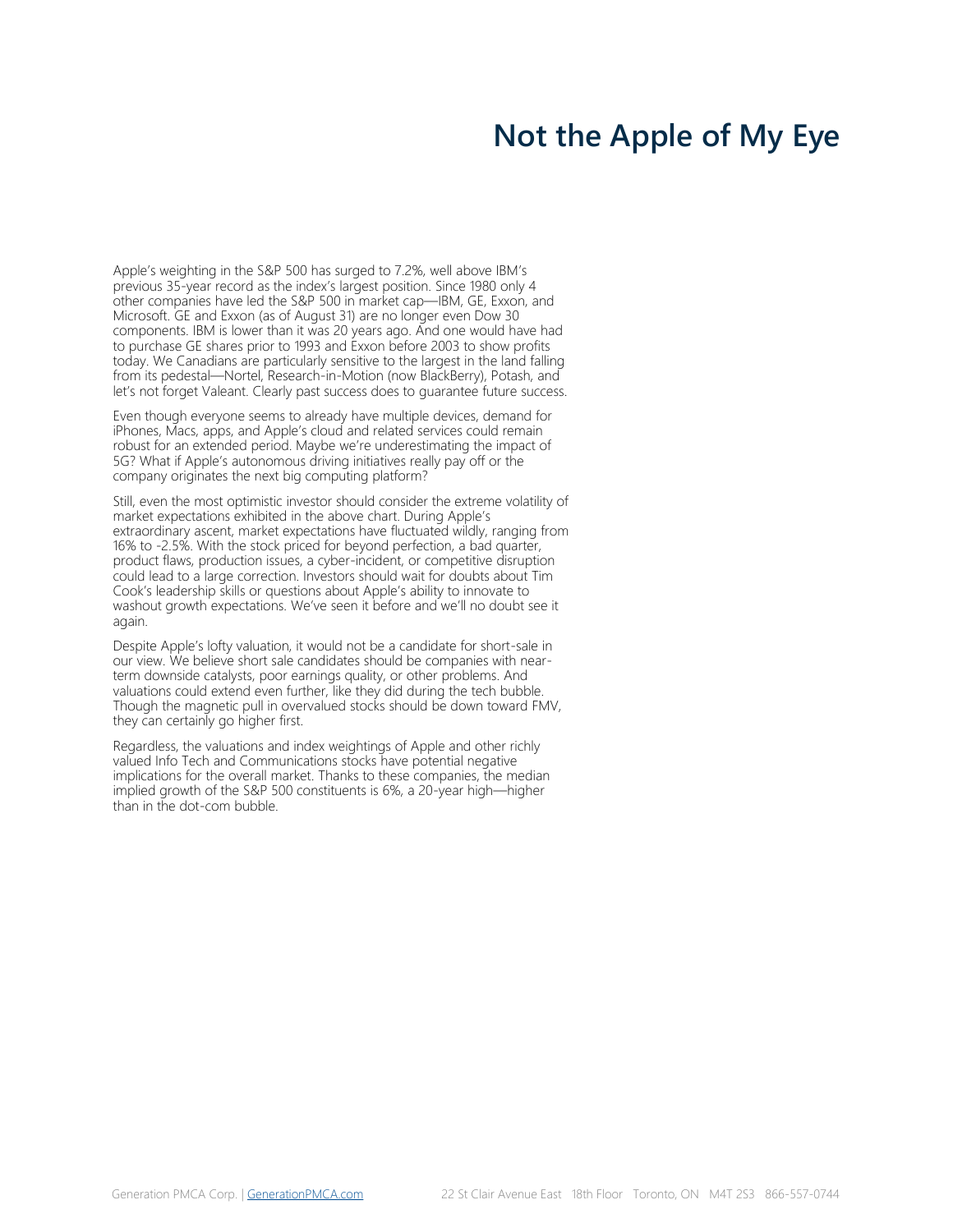# Not the Apple of My Eye

Apple's weighting in the S&P 500 has surged to 7.2%, well above IBM's previous 35-year record as the index's largest position. Since 1980 only 4 other companies have led the S&P 500 in market cap—IBM, GE, Exxon, and Microsoft. GE and Exxon (as of August 31) are no longer even Dow 30 components. IBM is lower than it was 20 years ago. And one would have had to purchase GE shares prior to 1993 and Exxon before 2003 to show profits today. We Canadians are particularly sensitive to the largest in the land falling from its pedestal—Nortel, Research-in-Motion (now BlackBerry), Potash, and let's not forget Valeant. Clearly past success does to guarantee future success.

Even though everyone seems to already have multiple devices, demand for iPhones, Macs, apps, and Apple's cloud and related services could remain robust for an extended period. Maybe we're underestimating the impact of 5G? What if Apple's autonomous driving initiatives really pay off or the company originates the next big computing platform?

Still, even the most optimistic investor should consider the extreme volatility of market expectations exhibited in the above chart. During Apple's extraordinary ascent, market expectations have fluctuated wildly, ranging from 16% to -2.5%. With the stock priced for beyond perfection, a bad quarter, product flaws, production issues, a cyber-incident, or competitive disruption could lead to a large correction. Investors should wait for doubts about Tim Cook's leadership skills or questions about Apple's ability to innovate to washout growth expectations. We've seen it before and we'll no doubt see it again.

Despite Apple's lofty valuation, it would not be a candidate for short-sale in our view. We believe short sale candidates should be companies with near-term downside catalysts, poor earnings quality, or other problems. And valuations could extend even further, like they did during the tech bubble. Though the magnetic pull in overvalued stocks should be down toward FMV, they can certainly go higher first.

Regardless, the valuations and index weightings of Apple and other richly valued Info Tech and Communications stocks have potential negative implications for the overall market. Thanks to these companies, the median implied growth of the S&P 500 constituents is 6%, a 20-year high—higher than in the dot-com bubble.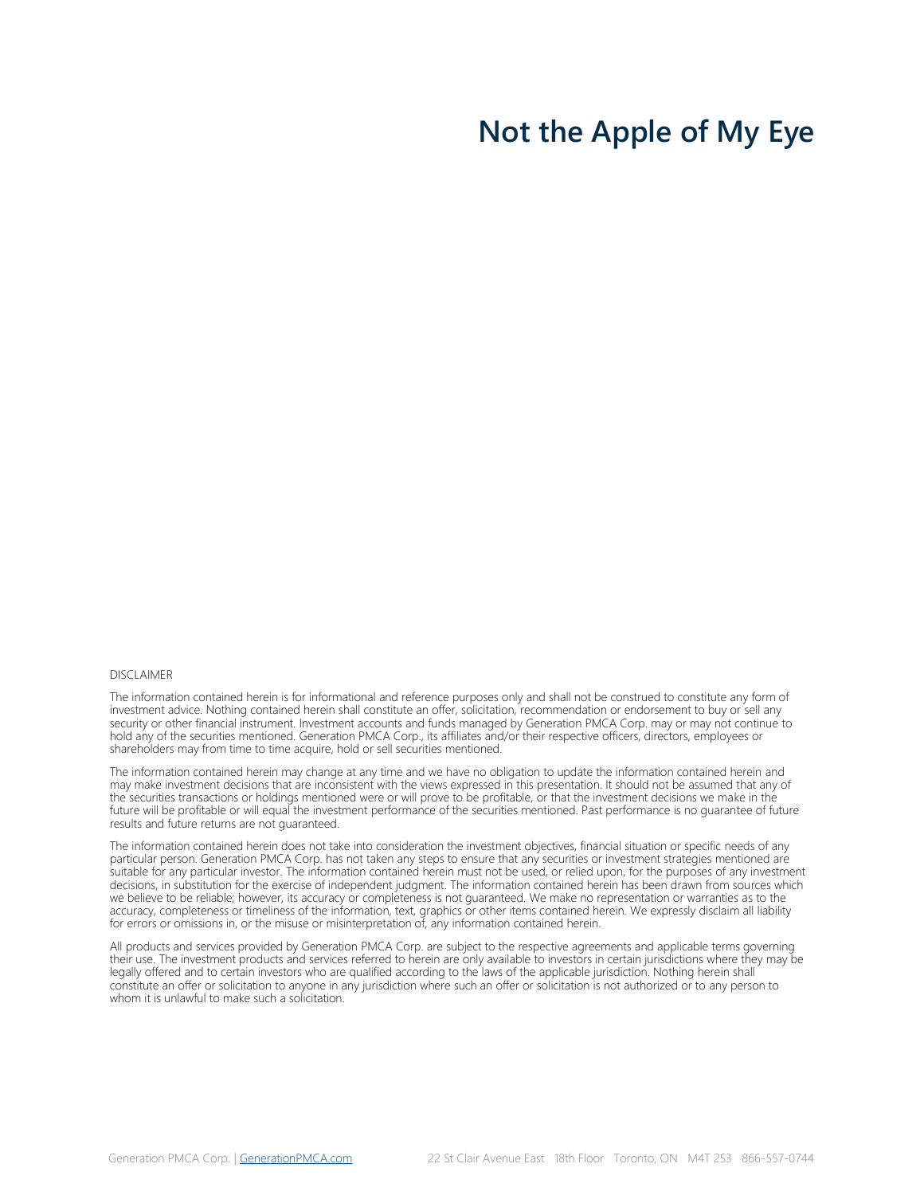# Not the Apple of My Eye

DISCLAIMER

The information contained herein is for informational and reference purposes only and shall not be construed to constitute any form of investment advice. Nothing contained herein shall constitute an offer, solicitation, recommendation or endorsement to buy or sell any security or other financial instrument. Investment accounts and funds managed by Generation PMCA Corp. may or may not continue to hold any of the securities mentioned. Generation PMCA Corp., its affiliates and/or their respective officers, directors, employees or shareholders may from time to time acquire, hold or sell securities mentioned.

The information contained herein may change at any time and we have no obligation to update the information contained herein and may make investment decisions that are inconsistent with the views expressed in this presentation. It should not be assumed that any of the securities transactions or holdings mentioned were or will prove to be profitable, or that the investment decisions we make in the future will be profitable or will equal the investment performance of the securities mentioned. Past performance is no guarantee of future results and future returns are not guaranteed.

The information contained herein does not take into consideration the investment objectives, financial situation or specific needs of any particular person. Generation PMCA Corp. has not taken any steps to ensure that any securities or investment strategies mentioned are suitable for any particular investor. The information contained herein must not be used, or relied upon, for the purposes of any investment decisions, in substitution for the exercise of independent judgment. The information contained herein has been drawn from sources which we believe to be reliable; however, its accuracy or completeness is not guaranteed. We make no representation or warranties as to the accuracy, completeness or timeliness of the information, text, graphics or other items contained herein. We expressly disclaim all liability for errors or omissions in, or the misuse or misinterpretation of, any information contained herein.

All products and services provided by Generation PMCA Corp. are subject to the respective agreements and applicable terms governing their use. The investment products and services referred to herein are only available to investors in certain jurisdictions where they may be legally offered and to certain investors who are qualified according to the laws of the applicable jurisdiction. Nothing herein shall constitute an offer or solicitation to anyone in any jurisdiction where such an offer or solicitation is not authorized or to any person to whom it is unlawful to make such a solicitation.